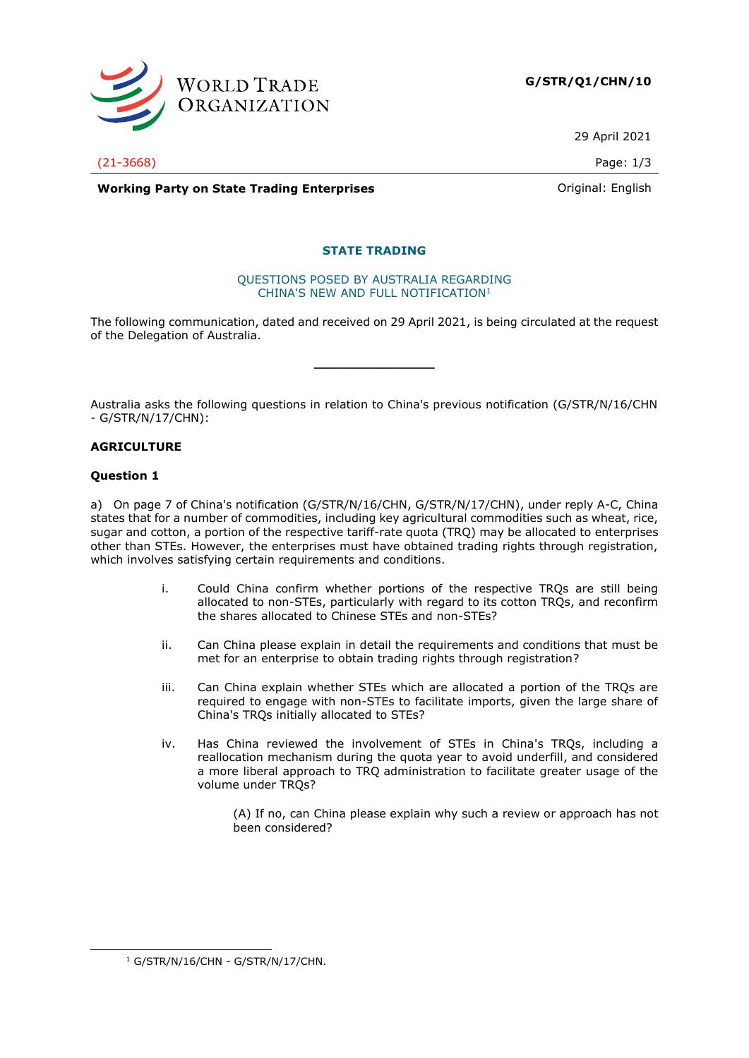WORLD TRADE ORGANIZATION

**G/STR/Q1/CHN/10**

29 April 2021

(21-3668)

**Working Party on State Trading Enterprises**

Original: English

## STATE TRADING

### QUESTIONS POSED BY AUSTRALIA REGARDING CHINA'S NEW AND FULL NOTIFICATION[1]

The following communication, dated and received on 29 April 2021, is being circulated at the request of the Delegation of Australia.

---

Australia asks the following questions in relation to China's previous notification (G/STR/N/16/CHN - G/STR/N/17/CHN):

**AGRICULTURE**

**Question 1**

a) On page 7 of China's notification (G/STR/N/16/CHN, G/STR/N/17/CHN), under reply A-C, China states that for a number of commodities, including key agricultural commodities such as wheat, rice, sugar and cotton, a portion of the respective tariff-rate quota (TRQ) may be allocated to enterprises other than STEs. However, the enterprises must have obtained trading rights through registration, which involves satisfying certain requirements and conditions.

i. Could China confirm whether portions of the respective TRQs are still being allocated to non-STEs, particularly with regard to its cotton TRQs, and reconfirm the shares allocated to Chinese STEs and non-STEs?

ii. Can China please explain in detail the requirements and conditions that must be met for an enterprise to obtain trading rights through registration?

iii. Can China explain whether STEs which are allocated a portion of the TRQs are required to engage with non-STEs to facilitate imports, given the large share of China's TRQs initially allocated to STEs?

iv. Has China reviewed the involvement of STEs in China's TRQs, including a reallocation mechanism during the quota year to avoid underfill, and considered a more liberal approach to TRQ administration to facilitate greater usage of the volume under TRQs?

(A) If no, can China please explain why such a review or approach has not been considered?

---

[1] G/STR/N/16/CHN - G/STR/N/17/CHN.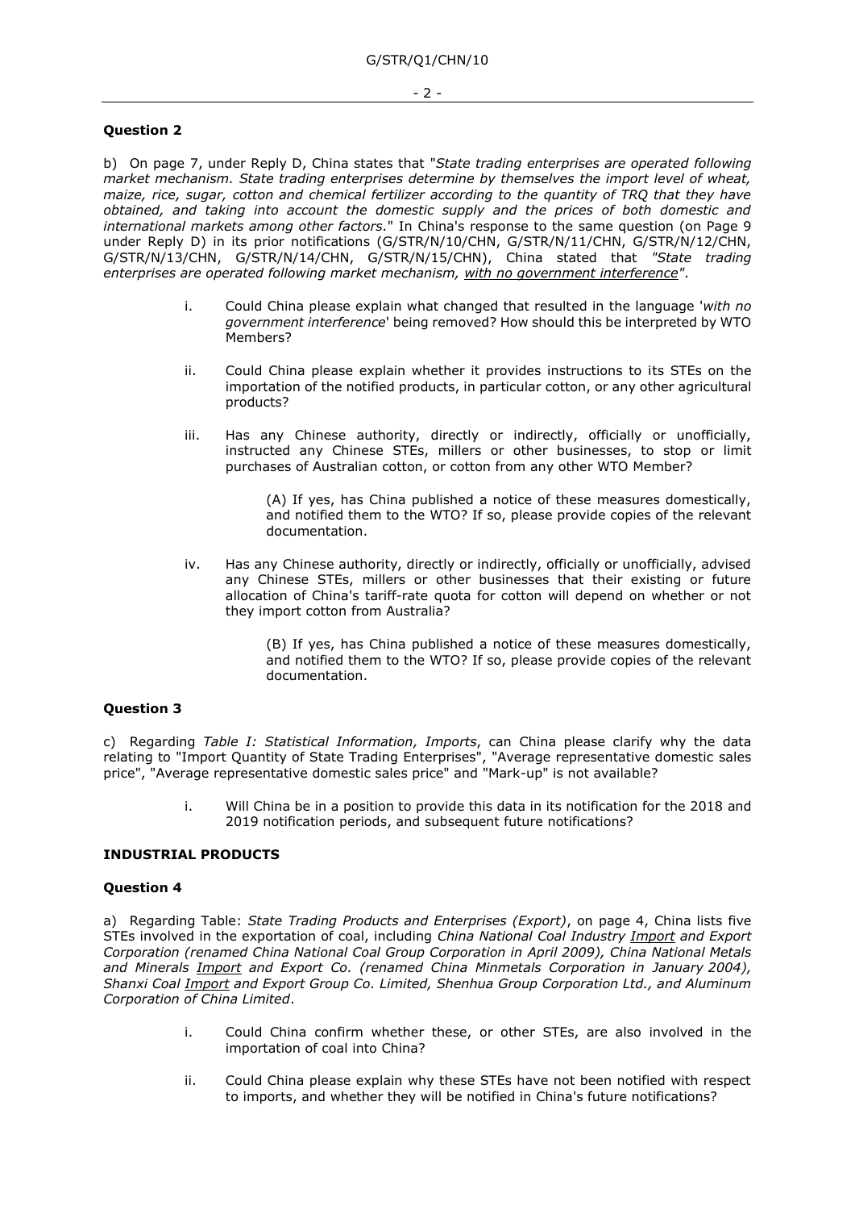**Question 2**

b) On page 7, under Reply D, China states that "*State trading enterprises are operated following market mechanism. State trading enterprises determine by themselves the import level of wheat, maize, rice, sugar, cotton and chemical fertilizer according to the quantity of TRQ that they have obtained, and taking into account the domestic supply and the prices of both domestic and international markets among other factors.*" In China's response to the same question (on Page 9 under Reply D) in its prior notifications (G/STR/N/10/CHN, G/STR/N/11/CHN, G/STR/N/12/CHN, G/STR/N/13/CHN, G/STR/N/14/CHN, G/STR/N/15/CHN), China stated that *"State trading enterprises are operated following market mechanism, <u>with no government interference</u>"*.

i. Could China please explain what changed that resulted in the language '*with no government interference*' being removed? How should this be interpreted by WTO Members?

ii. Could China please explain whether it provides instructions to its STEs on the importation of the notified products, in particular cotton, or any other agricultural products?

iii. Has any Chinese authority, directly or indirectly, officially or unofficially, instructed any Chinese STEs, millers or other businesses, to stop or limit purchases of Australian cotton, or cotton from any other WTO Member?

   (A) If yes, has China published a notice of these measures domestically, and notified them to the WTO? If so, please provide copies of the relevant documentation.

iv. Has any Chinese authority, directly or indirectly, officially or unofficially, advised any Chinese STEs, millers or other businesses that their existing or future allocation of China's tariff-rate quota for cotton will depend on whether or not they import cotton from Australia?

   (B) If yes, has China published a notice of these measures domestically, and notified them to the WTO? If so, please provide copies of the relevant documentation.

**Question 3**

c) Regarding *Table I: Statistical Information, Imports*, can China please clarify why the data relating to "Import Quantity of State Trading Enterprises", "Average representative domestic sales price", "Average representative domestic sales price" and "Mark-up" is not available?

i. Will China be in a position to provide this data in its notification for the 2018 and 2019 notification periods, and subsequent future notifications?

**INDUSTRIAL PRODUCTS**

**Question 4**

a) Regarding Table: *State Trading Products and Enterprises (Export)*, on page 4, China lists five STEs involved in the exportation of coal, including *China National Coal Industry <u>Import</u> and Export Corporation (renamed China National Coal Group Corporation in April 2009), China National Metals and Minerals <u>Import</u> and Export Co. (renamed China Minmetals Corporation in January 2004), Shanxi Coal <u>Import</u> and Export Group Co. Limited, Shenhua Group Corporation Ltd., and Aluminum Corporation of China Limited*.

i. Could China confirm whether these, or other STEs, are also involved in the importation of coal into China?

ii. Could China please explain why these STEs have not been notified with respect to imports, and whether they will be notified in China's future notifications?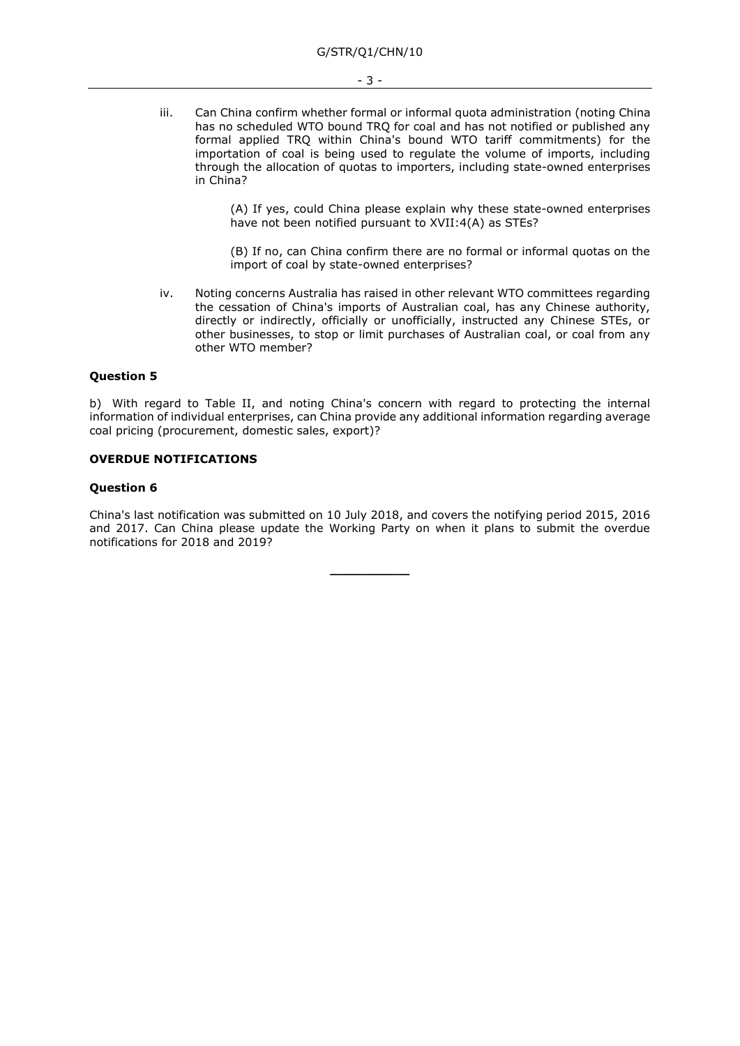iii. Can China confirm whether formal or informal quota administration (noting China has no scheduled WTO bound TRQ for coal and has not notified or published any formal applied TRQ within China's bound WTO tariff commitments) for the importation of coal is being used to regulate the volume of imports, including through the allocation of quotas to importers, including state-owned enterprises in China?

   (A) If yes, could China please explain why these state-owned enterprises have not been notified pursuant to XVII:4(A) as STEs?

   (B) If no, can China confirm there are no formal or informal quotas on the import of coal by state-owned enterprises?

iv. Noting concerns Australia has raised in other relevant WTO committees regarding the cessation of China's imports of Australian coal, has any Chinese authority, directly or indirectly, officially or unofficially, instructed any Chinese STEs, or other businesses, to stop or limit purchases of Australian coal, or coal from any other WTO member?

**Question 5**

b) With regard to Table II, and noting China's concern with regard to protecting the internal information of individual enterprises, can China provide any additional information regarding average coal pricing (procurement, domestic sales, export)?

**OVERDUE NOTIFICATIONS**

**Question 6**

China's last notification was submitted on 10 July 2018, and covers the notifying period 2015, 2016 and 2017. Can China please update the Working Party on when it plans to submit the overdue notifications for 2018 and 2019?

__________